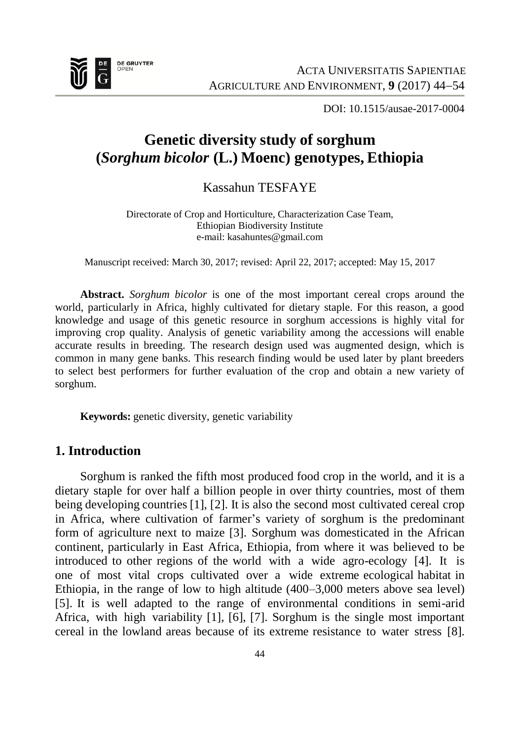# Genetic diversity study of sorghum (*Sorghum bicolor* (L.) Moenc) genotypes, Ethiopia

Kassahun TESFAYE

Directorate of Crop and Horticulture, Characterization Case Team,
Ethiopian Biodiversity Institute
e-mail: kasahuntes@gmail.com

Manuscript received: March 30, 2017; revised: April 22, 2017; accepted: May 15, 2017

**Abstract.** *Sorghum bicolor* is one of the most important cereal crops around the world, particularly in Africa, highly cultivated for dietary staple. For this reason, a good knowledge and usage of this genetic resource in sorghum accessions is highly vital for improving crop quality. Analysis of genetic variability among the accessions will enable accurate results in breeding. The research design used was augmented design, which is common in many gene banks. This research finding would be used later by plant breeders to select best performers for further evaluation of the crop and obtain a new variety of sorghum.

**Keywords:** genetic diversity, genetic variability

## 1. Introduction

Sorghum is ranked the fifth most produced food crop in the world, and it is a dietary staple for over half a billion people in over thirty countries, most of them being developing countries [1], [2]. It is also the second most cultivated cereal crop in Africa, where cultivation of farmer's variety of sorghum is the predominant form of agriculture next to maize [3]. Sorghum was domesticated in the African continent, particularly in East Africa, Ethiopia, from where it was believed to be introduced to other regions of the world with a wide agro-ecology [4]. It is one of most vital crops cultivated over a wide extreme ecological habitat in Ethiopia, in the range of low to high altitude (400–3,000 meters above sea level) [5]. It is well adapted to the range of environmental conditions in semi-arid Africa, with high variability [1], [6], [7]. Sorghum is the single most important cereal in the lowland areas because of its extreme resistance to water stress [8].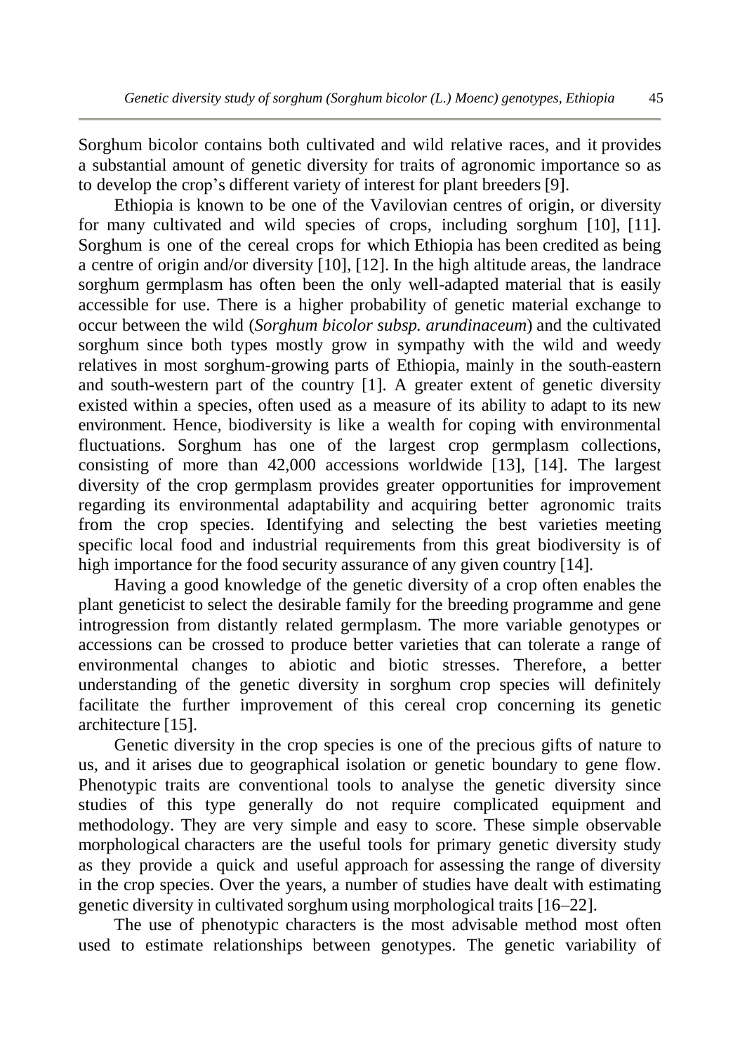Sorghum bicolor contains both cultivated and wild relative races, and it provides a substantial amount of genetic diversity for traits of agronomic importance so as to develop the crop's different variety of interest for plant breeders [9].

Ethiopia is known to be one of the Vavilovian centres of origin, or diversity for many cultivated and wild species of crops, including sorghum [10], [11]. Sorghum is one of the cereal crops for which Ethiopia has been credited as being a centre of origin and/or diversity [10], [12]. In the high altitude areas, the landrace sorghum germplasm has often been the only well-adapted material that is easily accessible for use. There is a higher probability of genetic material exchange to occur between the wild (*Sorghum bicolor subsp. arundinaceum*) and the cultivated sorghum since both types mostly grow in sympathy with the wild and weedy relatives in most sorghum-growing parts of Ethiopia, mainly in the south-eastern and south-western part of the country [1]. A greater extent of genetic diversity existed within a species, often used as a measure of its ability to adapt to its new environment. Hence, biodiversity is like a wealth for coping with environmental fluctuations. Sorghum has one of the largest crop germplasm collections, consisting of more than 42,000 accessions worldwide [13], [14]. The largest diversity of the crop germplasm provides greater opportunities for improvement regarding its environmental adaptability and acquiring better agronomic traits from the crop species. Identifying and selecting the best varieties meeting specific local food and industrial requirements from this great biodiversity is of high importance for the food security assurance of any given country [14].

Having a good knowledge of the genetic diversity of a crop often enables the plant geneticist to select the desirable family for the breeding programme and gene introgression from distantly related germplasm. The more variable genotypes or accessions can be crossed to produce better varieties that can tolerate a range of environmental changes to abiotic and biotic stresses. Therefore, a better understanding of the genetic diversity in sorghum crop species will definitely facilitate the further improvement of this cereal crop concerning its genetic architecture [15].

Genetic diversity in the crop species is one of the precious gifts of nature to us, and it arises due to geographical isolation or genetic boundary to gene flow. Phenotypic traits are conventional tools to analyse the genetic diversity since studies of this type generally do not require complicated equipment and methodology. They are very simple and easy to score. These simple observable morphological characters are the useful tools for primary genetic diversity study as they provide a quick and useful approach for assessing the range of diversity in the crop species. Over the years, a number of studies have dealt with estimating genetic diversity in cultivated sorghum using morphological traits [16–22].

The use of phenotypic characters is the most advisable method most often used to estimate relationships between genotypes. The genetic variability of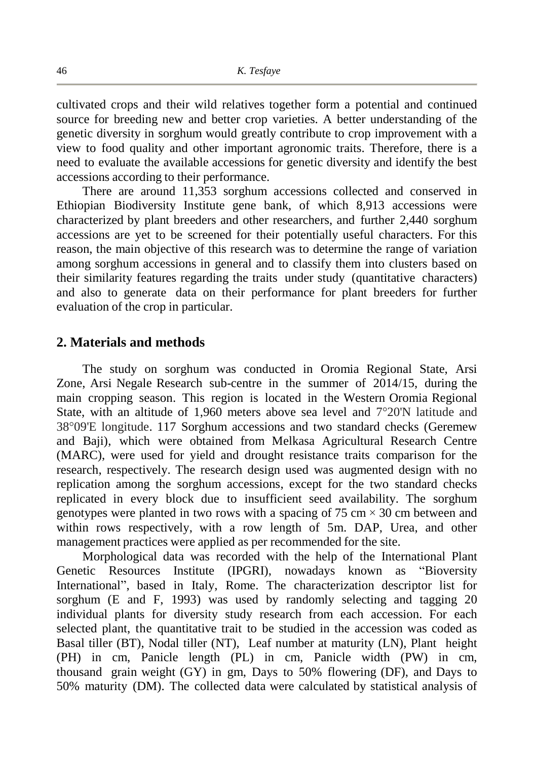cultivated crops and their wild relatives together form a potential and continued source for breeding new and better crop varieties. A better understanding of the genetic diversity in sorghum would greatly contribute to crop improvement with a view to food quality and other important agronomic traits. Therefore, there is a need to evaluate the available accessions for genetic diversity and identify the best accessions according to their performance.

There are around 11,353 sorghum accessions collected and conserved in Ethiopian Biodiversity Institute gene bank, of which 8,913 accessions were characterized by plant breeders and other researchers, and further 2,440 sorghum accessions are yet to be screened for their potentially useful characters. For this reason, the main objective of this research was to determine the range of variation among sorghum accessions in general and to classify them into clusters based on their similarity features regarding the traits under study (quantitative characters) and also to generate data on their performance for plant breeders for further evaluation of the crop in particular.

## 2. Materials and methods

The study on sorghum was conducted in Oromia Regional State, Arsi Zone, Arsi Negale Research sub-centre in the summer of 2014/15, during the main cropping season. This region is located in the Western Oromia Regional State, with an altitude of 1,960 meters above sea level and 7°20'N latitude and 38°09'E longitude. 117 Sorghum accessions and two standard checks (Geremew and Baji), which were obtained from Melkasa Agricultural Research Centre (MARC), were used for yield and drought resistance traits comparison for the research, respectively. The research design used was augmented design with no replication among the sorghum accessions, except for the two standard checks replicated in every block due to insufficient seed availability. The sorghum genotypes were planted in two rows with a spacing of 75 cm × 30 cm between and within rows respectively, with a row length of 5m. DAP, Urea, and other management practices were applied as per recommended for the site.

Morphological data was recorded with the help of the International Plant Genetic Resources Institute (IPGRI), nowadays known as "Bioversity International", based in Italy, Rome. The characterization descriptor list for sorghum (E and F, 1993) was used by randomly selecting and tagging 20 individual plants for diversity study research from each accession. For each selected plant, the quantitative trait to be studied in the accession was coded as Basal tiller (BT), Nodal tiller (NT), Leaf number at maturity (LN), Plant height (PH) in cm, Panicle length (PL) in cm, Panicle width (PW) in cm, thousand grain weight (GY) in gm, Days to 50% flowering (DF), and Days to 50% maturity (DM). The collected data were calculated by statistical analysis of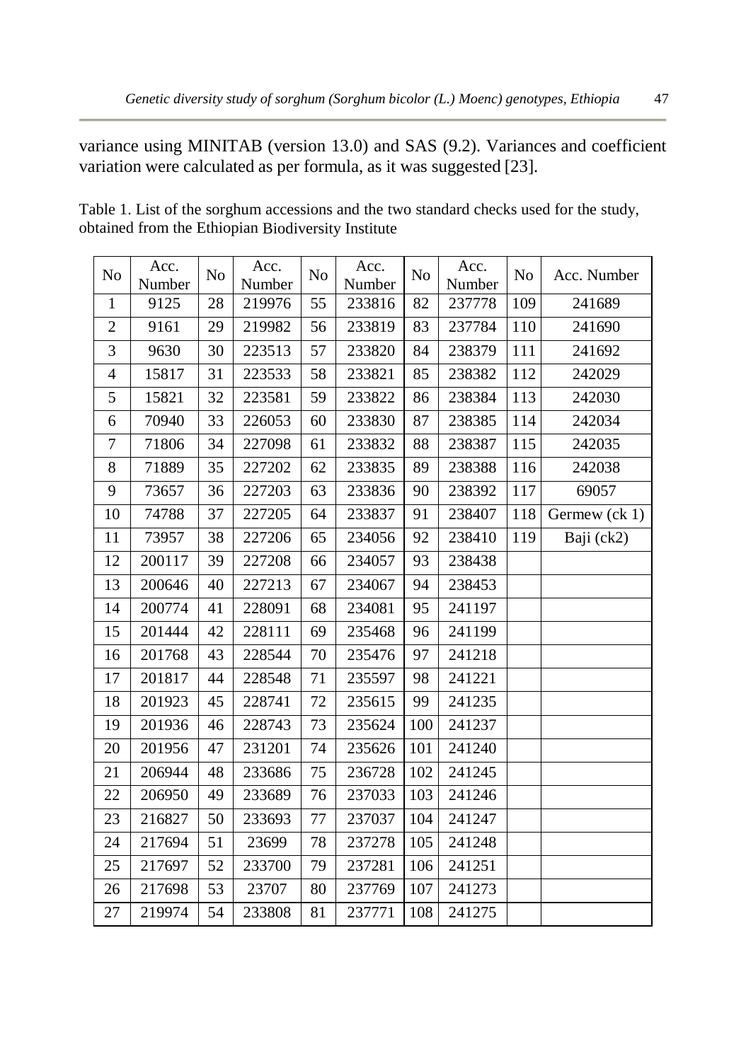variance using MINITAB (version 13.0) and SAS (9.2). Variances and coefficient variation were calculated as per formula, as it was suggested [23].

Table 1. List of the sorghum accessions and the two standard checks used for the study, obtained from the Ethiopian Biodiversity Institute

| No | Acc. Number | No | Acc. Number | No | Acc. Number | No | Acc. Number | No | Acc. Number |
|---|---|---|---|---|---|---|---|---|---|
| 1 | 9125 | 28 | 219976 | 55 | 233816 | 82 | 237778 | 109 | 241689 |
| 2 | 9161 | 29 | 219982 | 56 | 233819 | 83 | 237784 | 110 | 241690 |
| 3 | 9630 | 30 | 223513 | 57 | 233820 | 84 | 238379 | 111 | 241692 |
| 4 | 15817 | 31 | 223533 | 58 | 233821 | 85 | 238382 | 112 | 242029 |
| 5 | 15821 | 32 | 223581 | 59 | 233822 | 86 | 238384 | 113 | 242030 |
| 6 | 70940 | 33 | 226053 | 60 | 233830 | 87 | 238385 | 114 | 242034 |
| 7 | 71806 | 34 | 227098 | 61 | 233832 | 88 | 238387 | 115 | 242035 |
| 8 | 71889 | 35 | 227202 | 62 | 233835 | 89 | 238388 | 116 | 242038 |
| 9 | 73657 | 36 | 227203 | 63 | 233836 | 90 | 238392 | 117 | 69057 |
| 10 | 74788 | 37 | 227205 | 64 | 233837 | 91 | 238407 | 118 | Germew (ck 1) |
| 11 | 73957 | 38 | 227206 | 65 | 234056 | 92 | 238410 | 119 | Baji (ck2) |
| 12 | 200117 | 39 | 227208 | 66 | 234057 | 93 | 238438 | | |
| 13 | 200646 | 40 | 227213 | 67 | 234067 | 94 | 238453 | | |
| 14 | 200774 | 41 | 228091 | 68 | 234081 | 95 | 241197 | | |
| 15 | 201444 | 42 | 228111 | 69 | 235468 | 96 | 241199 | | |
| 16 | 201768 | 43 | 228544 | 70 | 235476 | 97 | 241218 | | |
| 17 | 201817 | 44 | 228548 | 71 | 235597 | 98 | 241221 | | |
| 18 | 201923 | 45 | 228741 | 72 | 235615 | 99 | 241235 | | |
| 19 | 201936 | 46 | 228743 | 73 | 235624 | 100 | 241237 | | |
| 20 | 201956 | 47 | 231201 | 74 | 235626 | 101 | 241240 | | |
| 21 | 206944 | 48 | 233686 | 75 | 236728 | 102 | 241245 | | |
| 22 | 206950 | 49 | 233689 | 76 | 237033 | 103 | 241246 | | |
| 23 | 216827 | 50 | 233693 | 77 | 237037 | 104 | 241247 | | |
| 24 | 217694 | 51 | 23699 | 78 | 237278 | 105 | 241248 | | |
| 25 | 217697 | 52 | 233700 | 79 | 237281 | 106 | 241251 | | |
| 26 | 217698 | 53 | 23707 | 80 | 237769 | 107 | 241273 | | |
| 27 | 219974 | 54 | 233808 | 81 | 237771 | 108 | 241275 | | |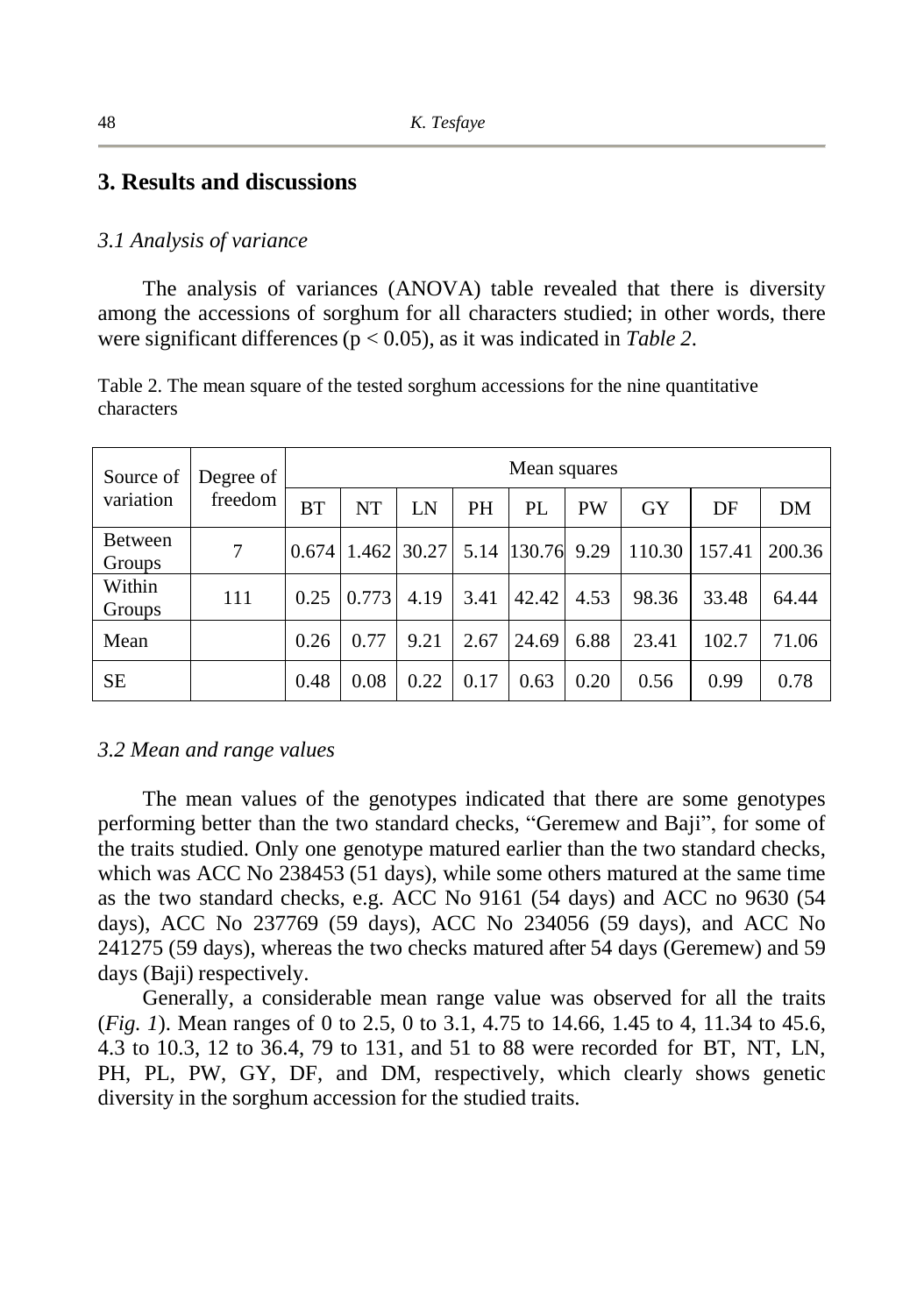## 3. Results and discussions

### *3.1 Analysis of variance*

The analysis of variances (ANOVA) table revealed that there is diversity among the accessions of sorghum for all characters studied; in other words, there were significant differences ($p < 0.05$), as it was indicated in *Table 2*.

Table 2. The mean square of the tested sorghum accessions for the nine quantitative characters

| Source of variation | Degree of freedom | Mean squares | | | | | | | | |
|---|---|---|---|---|---|---|---|---|---|---|
| | | BT | NT | LN | PH | PL | PW | GY | DF | DM |
| Between Groups | 7 | 0.674 | 1.462 | 30.27 | 5.14 | 130.76 | 9.29 | 110.30 | 157.41 | 200.36 |
| Within Groups | 111 | 0.25 | 0.773 | 4.19 | 3.41 | 42.42 | 4.53 | 98.36 | 33.48 | 64.44 |
| Mean | | 0.26 | 0.77 | 9.21 | 2.67 | 24.69 | 6.88 | 23.41 | 102.7 | 71.06 |
| SE | | 0.48 | 0.08 | 0.22 | 0.17 | 0.63 | 0.20 | 0.56 | 0.99 | 0.78 |

### *3.2 Mean and range values*

The mean values of the genotypes indicated that there are some genotypes performing better than the two standard checks, "Geremew and Baji", for some of the traits studied. Only one genotype matured earlier than the two standard checks, which was ACC No 238453 (51 days), while some others matured at the same time as the two standard checks, e.g. ACC No 9161 (54 days) and ACC no 9630 (54 days), ACC No 237769 (59 days), ACC No 234056 (59 days), and ACC No 241275 (59 days), whereas the two checks matured after 54 days (Geremew) and 59 days (Baji) respectively.

Generally, a considerable mean range value was observed for all the traits (*Fig. 1*). Mean ranges of 0 to 2.5, 0 to 3.1, 4.75 to 14.66, 1.45 to 4, 11.34 to 45.6, 4.3 to 10.3, 12 to 36.4, 79 to 131, and 51 to 88 were recorded for BT, NT, LN, PH, PL, PW, GY, DF, and DM, respectively, which clearly shows genetic diversity in the sorghum accession for the studied traits.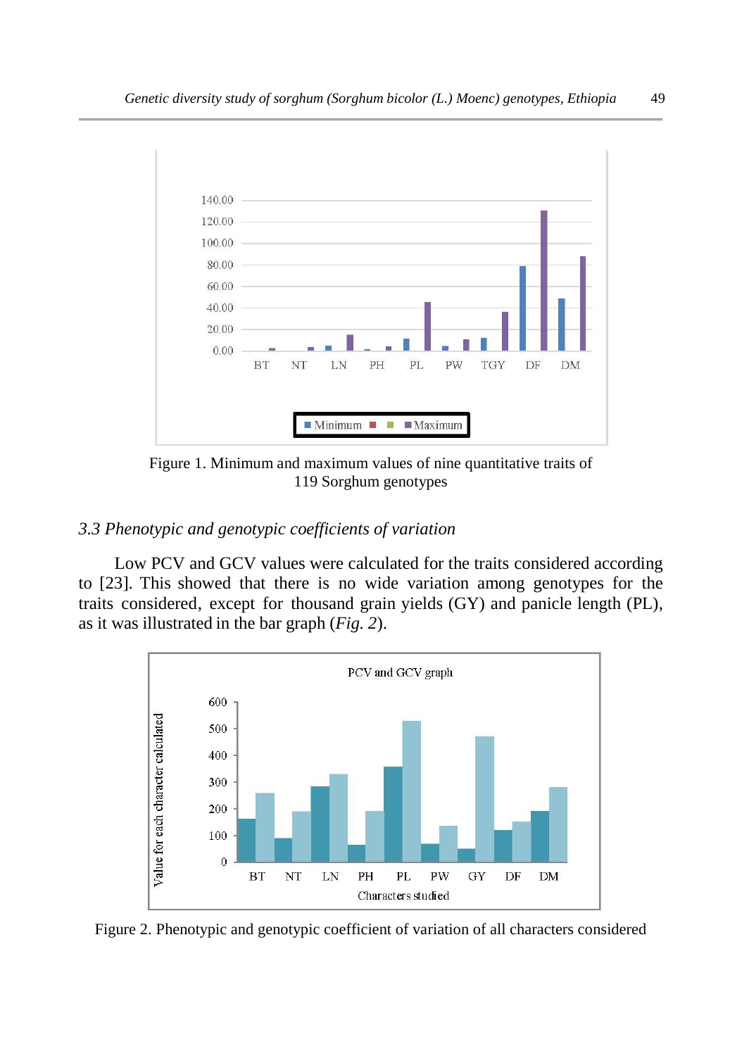Figure 1. Minimum and maximum values of nine quantitative traits of 119 Sorghum genotypes

### *3.3 Phenotypic and genotypic coefficients of variation*

Low PCV and GCV values were calculated for the traits considered according to [23]. This showed that there is no wide variation among genotypes for the traits considered, except for thousand grain yields (GY) and panicle length (PL), as it was illustrated in the bar graph (*Fig. 2*).

Figure 2. Phenotypic and genotypic coefficient of variation of all characters considered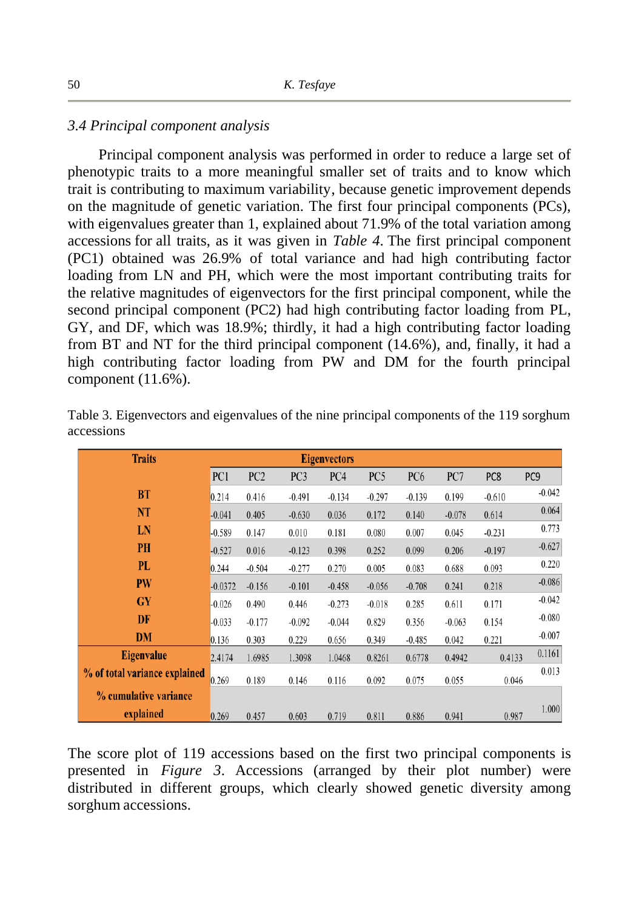### 3.4 Principal component analysis

Principal component analysis was performed in order to reduce a large set of phenotypic traits to a more meaningful smaller set of traits and to know which trait is contributing to maximum variability, because genetic improvement depends on the magnitude of genetic variation. The first four principal components (PCs), with eigenvalues greater than 1, explained about 71.9% of the total variation among accessions for all traits, as it was given in *Table 4*. The first principal component (PC1) obtained was 26.9% of total variance and had high contributing factor loading from LN and PH, which were the most important contributing traits for the relative magnitudes of eigenvectors for the first principal component, while the second principal component (PC2) had high contributing factor loading from PL, GY, and DF, which was 18.9%; thirdly, it had a high contributing factor loading from BT and NT for the third principal component (14.6%), and, finally, it had a high contributing factor loading from PW and DM for the fourth principal component (11.6%).

Table 3. Eigenvectors and eigenvalues of the nine principal components of the 119 sorghum accessions

| Traits | Eigenvectors | | | | | | | | |
|---|---|---|---|---|---|---|---|---|---|
| | PC1 | PC2 | PC3 | PC4 | PC5 | PC6 | PC7 | PC8 | PC9 |
| BT | 0.214 | 0.416 | -0.491 | -0.134 | -0.297 | -0.139 | 0.199 | -0.610 | -0.042 |
| NT | -0.041 | 0.405 | -0.630 | 0.036 | 0.172 | 0.140 | -0.078 | 0.614 | 0.064 |
| LN | -0.589 | 0.147 | 0.010 | 0.181 | 0.080 | 0.007 | 0.045 | -0.231 | 0.773 |
| PH | -0.527 | 0.016 | -0.123 | 0.398 | 0.252 | 0.099 | 0.206 | -0.197 | -0.627 |
| PL | 0.244 | -0.504 | -0.277 | 0.270 | 0.005 | 0.083 | 0.688 | 0.093 | 0.220 |
| PW | -0.0372 | -0.156 | -0.101 | -0.458 | -0.056 | -0.708 | 0.241 | 0.218 | -0.086 |
| GY | -0.026 | 0.490 | 0.446 | -0.273 | -0.018 | 0.285 | 0.611 | 0.171 | -0.042 |
| DF | -0.033 | -0.177 | -0.092 | -0.044 | 0.829 | 0.356 | -0.063 | 0.154 | -0.080 |
| DM | 0.136 | 0.303 | 0.229 | 0.656 | 0.349 | -0.485 | 0.042 | 0.221 | -0.007 |
| Eigenvalue | 2.4174 | 1.6985 | 1.3098 | 1.0468 | 0.8261 | 0.6778 | 0.4942 | 0.4133 | 0.1161 |
| % of total variance explained | 0.269 | 0.189 | 0.146 | 0.116 | 0.092 | 0.075 | 0.055 | 0.046 | 0.013 |
| % cumulative variance explained | 0.269 | 0.457 | 0.603 | 0.719 | 0.811 | 0.886 | 0.941 | 0.987 | 1.000 |

The score plot of 119 accessions based on the first two principal components is presented in *Figure 3*. Accessions (arranged by their plot number) were distributed in different groups, which clearly showed genetic diversity among sorghum accessions.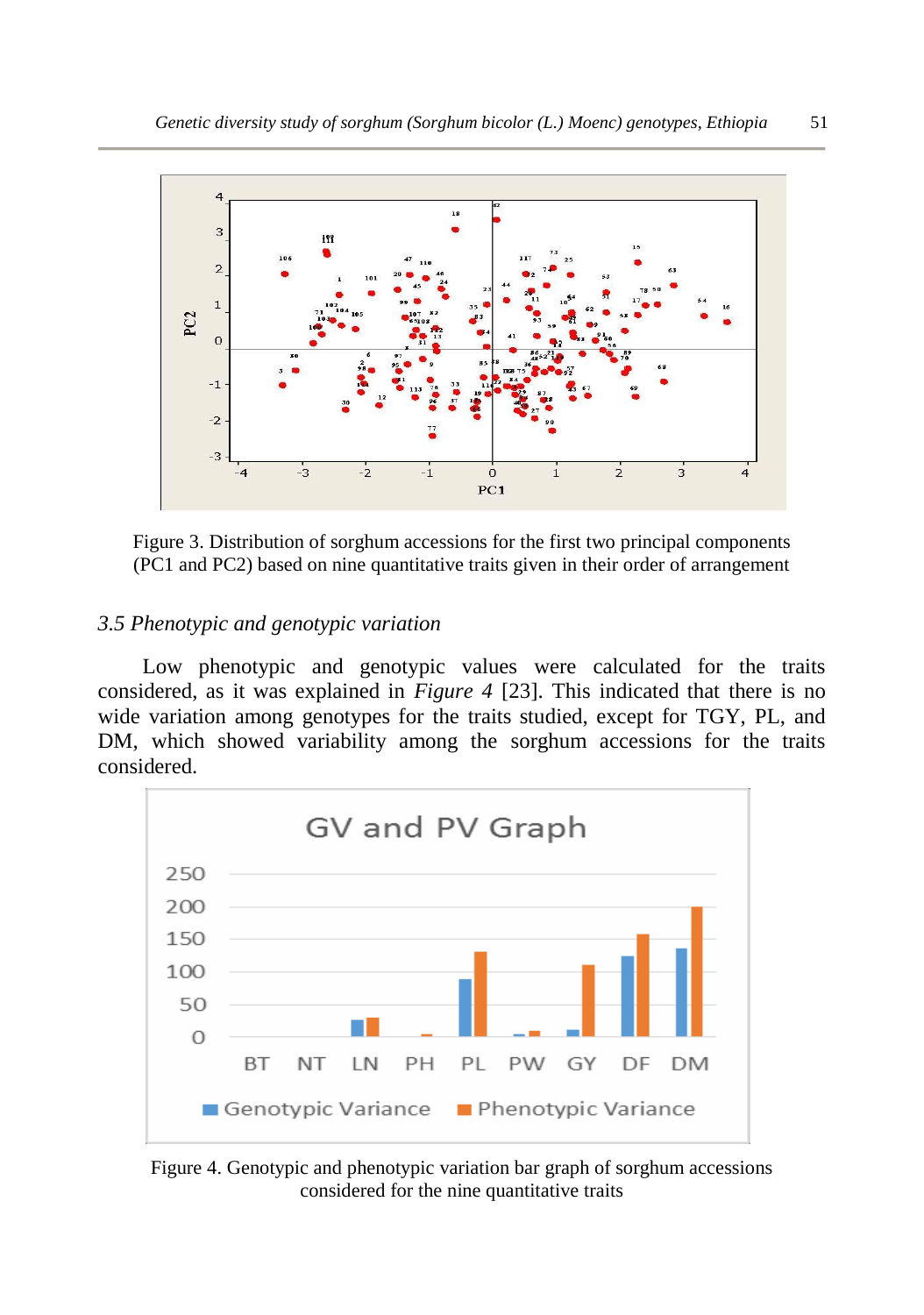Figure 3. Distribution of sorghum accessions for the first two principal components (PC1 and PC2) based on nine quantitative traits given in their order of arrangement

### 3.5 Phenotypic and genotypic variation

Low phenotypic and genotypic values were calculated for the traits considered, as it was explained in *Figure 4* [23]. This indicated that there is no wide variation among genotypes for the traits studied, except for TGY, PL, and DM, which showed variability among the sorghum accessions for the traits considered.

Figure 4. Genotypic and phenotypic variation bar graph of sorghum accessions considered for the nine quantitative traits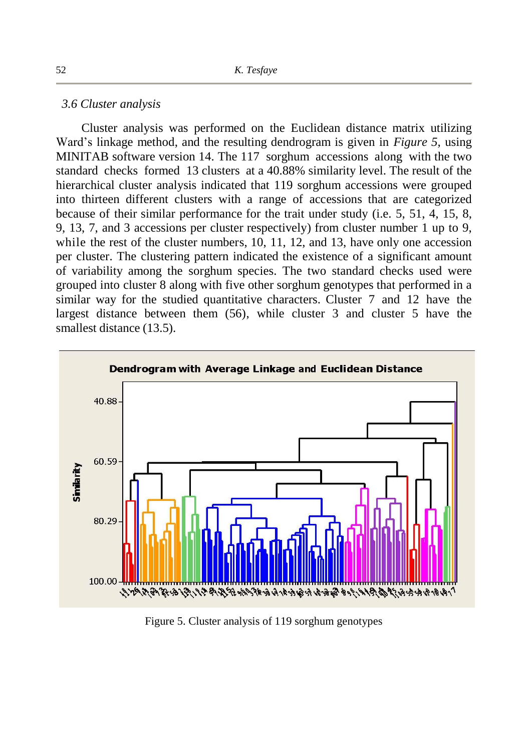### 3.6 Cluster analysis

Cluster analysis was performed on the Euclidean distance matrix utilizing Ward's linkage method, and the resulting dendrogram is given in *Figure 5*, using MINITAB software version 14. The 117 sorghum accessions along with the two standard checks formed 13 clusters at a 40.88% similarity level. The result of the hierarchical cluster analysis indicated that 119 sorghum accessions were grouped into thirteen different clusters with a range of accessions that are categorized because of their similar performance for the trait under study (i.e. 5, 51, 4, 15, 8, 9, 13, 7, and 3 accessions per cluster respectively) from cluster number 1 up to 9, while the rest of the cluster numbers, 10, 11, 12, and 13, have only one accession per cluster. The clustering pattern indicated the existence of a significant amount of variability among the sorghum species. The two standard checks used were grouped into cluster 8 along with five other sorghum genotypes that performed in a similar way for the studied quantitative characters. Cluster 7 and 12 have the largest distance between them (56), while cluster 3 and cluster 5 have the smallest distance (13.5).

Figure 5. Cluster analysis of 119 sorghum genotypes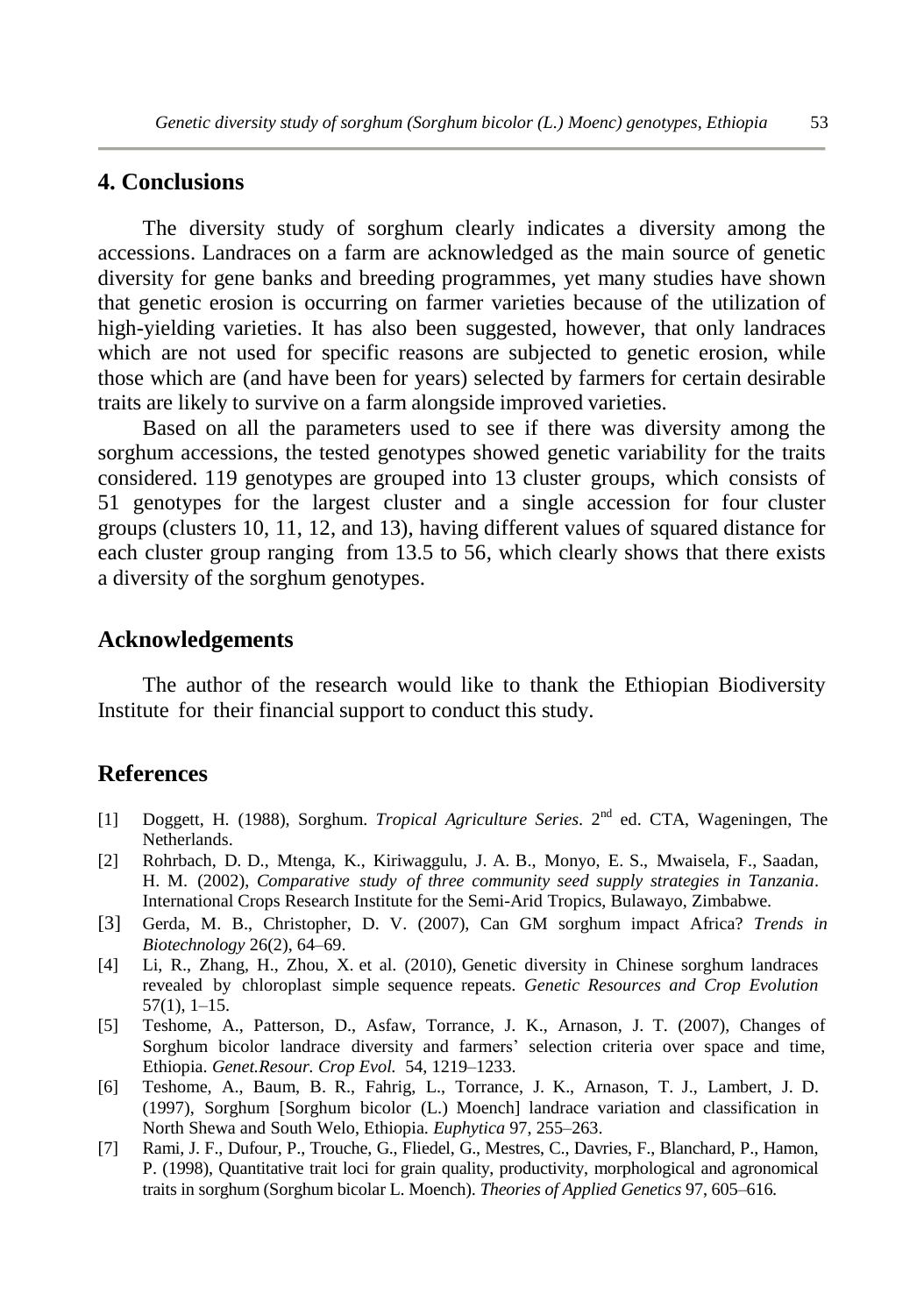## 4. Conclusions

The diversity study of sorghum clearly indicates a diversity among the accessions. Landraces on a farm are acknowledged as the main source of genetic diversity for gene banks and breeding programmes, yet many studies have shown that genetic erosion is occurring on farmer varieties because of the utilization of high-yielding varieties. It has also been suggested, however, that only landraces which are not used for specific reasons are subjected to genetic erosion, while those which are (and have been for years) selected by farmers for certain desirable traits are likely to survive on a farm alongside improved varieties.

Based on all the parameters used to see if there was diversity among the sorghum accessions, the tested genotypes showed genetic variability for the traits considered. 119 genotypes are grouped into 13 cluster groups, which consists of 51 genotypes for the largest cluster and a single accession for four cluster groups (clusters 10, 11, 12, and 13), having different values of squared distance for each cluster group ranging from 13.5 to 56, which clearly shows that there exists a diversity of the sorghum genotypes.

## Acknowledgements

The author of the research would like to thank the Ethiopian Biodiversity Institute for their financial support to conduct this study.

## References

[1] Doggett, H. (1988), Sorghum. *Tropical Agriculture Series*. 2nd ed. CTA, Wageningen, The Netherlands.

[2] Rohrbach, D. D., Mtenga, K., Kiriwaggulu, J. A. B., Monyo, E. S., Mwaisela, F., Saadan, H. M. (2002), *Comparative study of three community seed supply strategies in Tanzania*. International Crops Research Institute for the Semi-Arid Tropics, Bulawayo, Zimbabwe.

[3] Gerda, M. B., Christopher, D. V. (2007), Can GM sorghum impact Africa? *Trends in Biotechnology* 26(2), 64–69.

[4] Li, R., Zhang, H., Zhou, X. et al. (2010), Genetic diversity in Chinese sorghum landraces revealed by chloroplast simple sequence repeats. *Genetic Resources and Crop Evolution* 57(1), 1–15.

[5] Teshome, A., Patterson, D., Asfaw, Torrance, J. K., Arnason, J. T. (2007), Changes of Sorghum bicolor landrace diversity and farmers' selection criteria over space and time, Ethiopia. *Genet.Resour. Crop Evol.* 54, 1219–1233.

[6] Teshome, A., Baum, B. R., Fahrig, L., Torrance, J. K., Arnason, T. J., Lambert, J. D. (1997), Sorghum [Sorghum bicolor (L.) Moench] landrace variation and classification in North Shewa and South Welo, Ethiopia. *Euphytica* 97, 255–263.

[7] Rami, J. F., Dufour, P., Trouche, G., Fliedel, G., Mestres, C., Davries, F., Blanchard, P., Hamon, P. (1998), Quantitative trait loci for grain quality, productivity, morphological and agronomical traits in sorghum (Sorghum bicolar L. Moench). *Theories of Applied Genetics* 97, 605–616.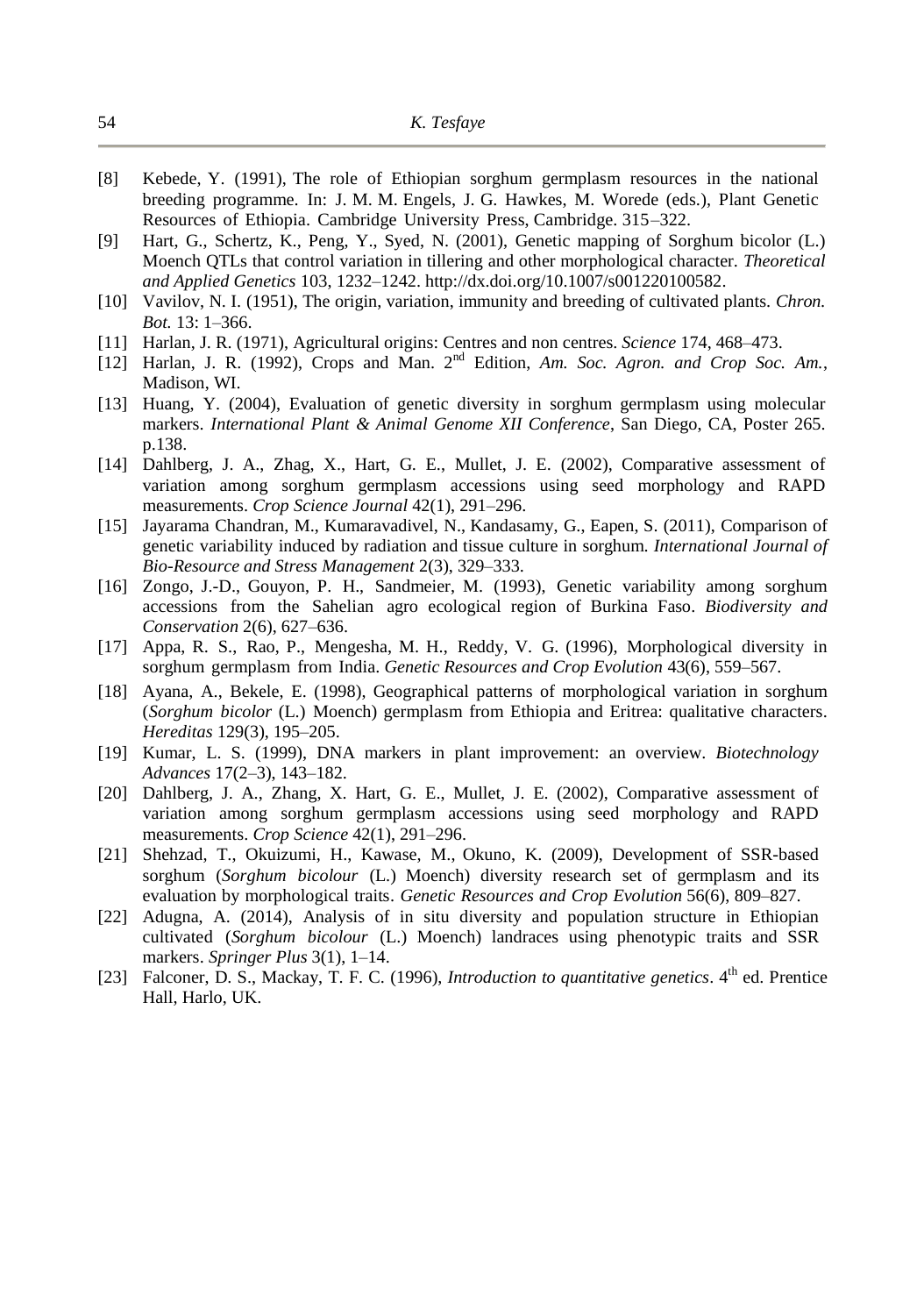[8] Kebede, Y. (1991), The role of Ethiopian sorghum germplasm resources in the national breeding programme. In: J. M. M. Engels, J. G. Hawkes, M. Worede (eds.), Plant Genetic Resources of Ethiopia. Cambridge University Press, Cambridge. 315–322.

[9] Hart, G., Schertz, K., Peng, Y., Syed, N. (2001), Genetic mapping of Sorghum bicolor (L.) Moench QTLs that control variation in tillering and other morphological character. *Theoretical and Applied Genetics* 103, 1232–1242. http://dx.doi.org/10.1007/s001220100582.

[10] Vavilov, N. I. (1951), The origin, variation, immunity and breeding of cultivated plants. *Chron. Bot.* 13: 1–366.

[11] Harlan, J. R. (1971), Agricultural origins: Centres and non centres. *Science* 174, 468–473.

[12] Harlan, J. R. (1992), Crops and Man. 2nd Edition, *Am. Soc. Agron. and Crop Soc. Am.*, Madison, WI.

[13] Huang, Y. (2004), Evaluation of genetic diversity in sorghum germplasm using molecular markers. *International Plant & Animal Genome XII Conference*, San Diego, CA, Poster 265. p.138.

[14] Dahlberg, J. A., Zhag, X., Hart, G. E., Mullet, J. E. (2002), Comparative assessment of variation among sorghum germplasm accessions using seed morphology and RAPD measurements. *Crop Science Journal* 42(1), 291–296.

[15] Jayarama Chandran, M., Kumaravadivel, N., Kandasamy, G., Eapen, S. (2011), Comparison of genetic variability induced by radiation and tissue culture in sorghum. *International Journal of Bio-Resource and Stress Management* 2(3), 329–333.

[16] Zongo, J.-D., Gouyon, P. H., Sandmeier, M. (1993), Genetic variability among sorghum accessions from the Sahelian agro ecological region of Burkina Faso. *Biodiversity and Conservation* 2(6), 627–636.

[17] Appa, R. S., Rao, P., Mengesha, M. H., Reddy, V. G. (1996), Morphological diversity in sorghum germplasm from India. *Genetic Resources and Crop Evolution* 43(6), 559–567.

[18] Ayana, A., Bekele, E. (1998), Geographical patterns of morphological variation in sorghum (*Sorghum bicolor* (L.) Moench) germplasm from Ethiopia and Eritrea: qualitative characters. *Hereditas* 129(3), 195–205.

[19] Kumar, L. S. (1999), DNA markers in plant improvement: an overview. *Biotechnology Advances* 17(2–3), 143–182.

[20] Dahlberg, J. A., Zhang, X. Hart, G. E., Mullet, J. E. (2002), Comparative assessment of variation among sorghum germplasm accessions using seed morphology and RAPD measurements. *Crop Science* 42(1), 291–296.

[21] Shehzad, T., Okuizumi, H., Kawase, M., Okuno, K. (2009), Development of SSR-based sorghum (*Sorghum bicolour* (L.) Moench) diversity research set of germplasm and its evaluation by morphological traits. *Genetic Resources and Crop Evolution* 56(6), 809–827.

[22] Adugna, A. (2014), Analysis of in situ diversity and population structure in Ethiopian cultivated (*Sorghum bicolour* (L.) Moench) landraces using phenotypic traits and SSR markers. *Springer Plus* 3(1), 1–14.

[23] Falconer, D. S., Mackay, T. F. C. (1996), *Introduction to quantitative genetics*. 4th ed. Prentice Hall, Harlo, UK.